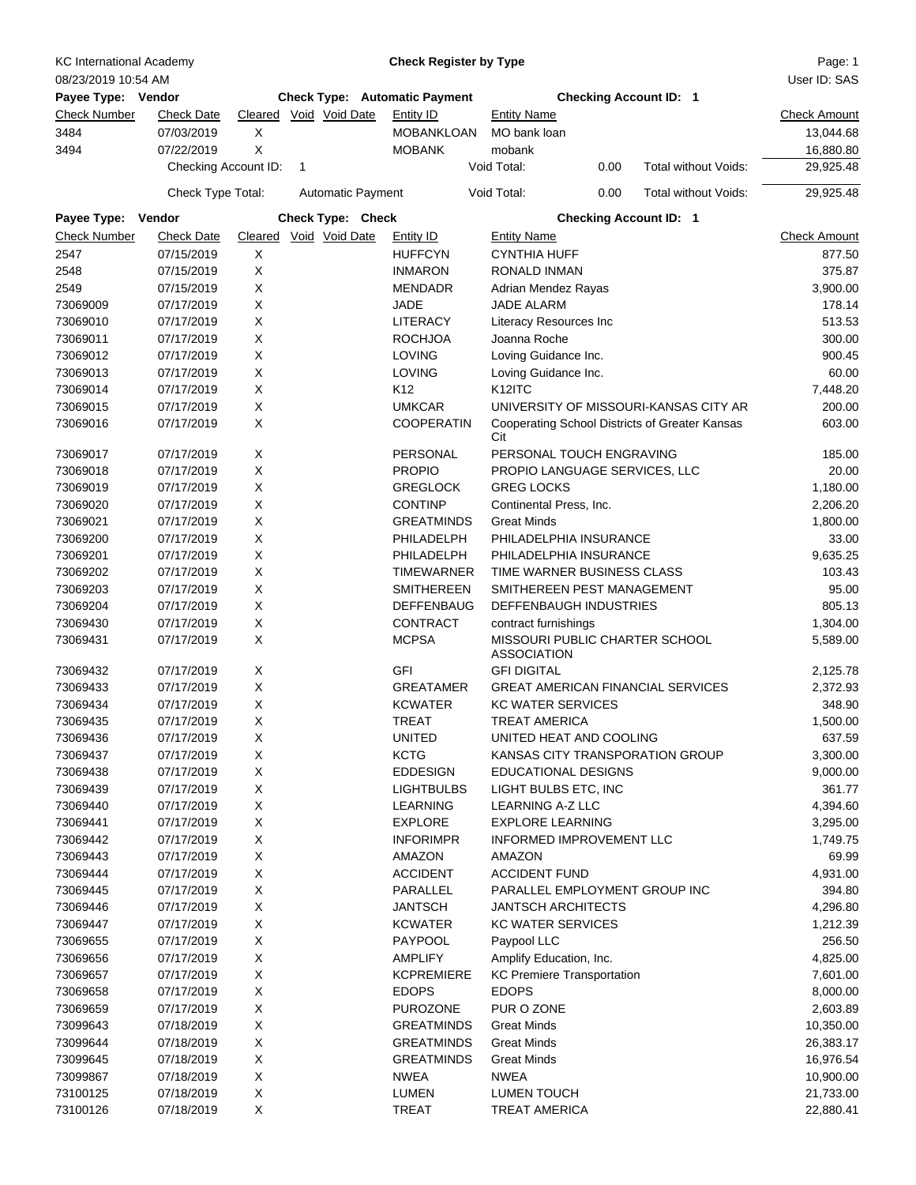KC International Academy

**Check Register by Type**

08/23/2019 10:54 AM

User ID: SAS

**Payee Type: Vendor** **Check Type: Automatic Payment** **Checking Account ID: 1**

| Check Number | Check Date | Cleared | Void | Void Date | Entity ID | Entity Name | Check Amount |
|---|---|---|---|---|---|---|---|
| 3484 | 07/03/2019 | X | | | MOBANKLOAN | MO bank loan | 13,044.68 |
| 3494 | 07/22/2019 | X | | | MOBANK | mobank | 16,880.80 |
| | Checking Account ID: 1 | | | | | Void Total: 0.00 Total without Voids: | 29,925.48 |
| | Check Type Total: Automatic Payment | | | | | Void Total: 0.00 Total without Voids: | 29,925.48 |

**Payee Type: Vendor** **Check Type: Check** **Checking Account ID: 1**

| Check Number | Check Date | Cleared | Void | Void Date | Entity ID | Entity Name | Check Amount |
|---|---|---|---|---|---|---|---|
| 2547 | 07/15/2019 | X | | | HUFFCYN | CYNTHIA HUFF | 877.50 |
| 2548 | 07/15/2019 | X | | | INMARON | RONALD INMAN | 375.87 |
| 2549 | 07/15/2019 | X | | | MENDADR | Adrian Mendez Rayas | 3,900.00 |
| 73069009 | 07/17/2019 | X | | | JADE | JADE ALARM | 178.14 |
| 73069010 | 07/17/2019 | X | | | LITERACY | Literacy Resources Inc | 513.53 |
| 73069011 | 07/17/2019 | X | | | ROCHJOA | Joanna Roche | 300.00 |
| 73069012 | 07/17/2019 | X | | | LOVING | Loving Guidance Inc. | 900.45 |
| 73069013 | 07/17/2019 | X | | | LOVING | Loving Guidance Inc. | 60.00 |
| 73069014 | 07/17/2019 | X | | | K12 | K12ITC | 7,448.20 |
| 73069015 | 07/17/2019 | X | | | UMKCAR | UNIVERSITY OF MISSOURI-KANSAS CITY AR | 200.00 |
| 73069016 | 07/17/2019 | X | | | COOPERATIN | Cooperating School Districts of Greater Kansas Cit | 603.00 |
| 73069017 | 07/17/2019 | X | | | PERSONAL | PERSONAL TOUCH ENGRAVING | 185.00 |
| 73069018 | 07/17/2019 | X | | | PROPIO | PROPIO LANGUAGE SERVICES, LLC | 20.00 |
| 73069019 | 07/17/2019 | X | | | GREGLOCK | GREG LOCKS | 1,180.00 |
| 73069020 | 07/17/2019 | X | | | CONTINP | Continental Press, Inc. | 2,206.20 |
| 73069021 | 07/17/2019 | X | | | GREATMINDS | Great Minds | 1,800.00 |
| 73069200 | 07/17/2019 | X | | | PHILADELPH | PHILADELPHIA INSURANCE | 33.00 |
| 73069201 | 07/17/2019 | X | | | PHILADELPH | PHILADELPHIA INSURANCE | 9,635.25 |
| 73069202 | 07/17/2019 | X | | | TIMEWARNER | TIME WARNER BUSINESS CLASS | 103.43 |
| 73069203 | 07/17/2019 | X | | | SMITHEREEN | SMITHEREEN PEST MANAGEMENT | 95.00 |
| 73069204 | 07/17/2019 | X | | | DEFFENBAUG | DEFFENBAUGH INDUSTRIES | 805.13 |
| 73069430 | 07/17/2019 | X | | | CONTRACT | contract furnishings | 1,304.00 |
| 73069431 | 07/17/2019 | X | | | MCPSA | MISSOURI PUBLIC CHARTER SCHOOL ASSOCIATION | 5,589.00 |
| 73069432 | 07/17/2019 | X | | | GFI | GFI DIGITAL | 2,125.78 |
| 73069433 | 07/17/2019 | X | | | GREATAMER | GREAT AMERICAN FINANCIAL SERVICES | 2,372.93 |
| 73069434 | 07/17/2019 | X | | | KCWATER | KC WATER SERVICES | 348.90 |
| 73069435 | 07/17/2019 | X | | | TREAT | TREAT AMERICA | 1,500.00 |
| 73069436 | 07/17/2019 | X | | | UNITED | UNITED HEAT AND COOLING | 637.59 |
| 73069437 | 07/17/2019 | X | | | KCTG | KANSAS CITY TRANSPORATION GROUP | 3,300.00 |
| 73069438 | 07/17/2019 | X | | | EDDESIGN | EDUCATIONAL DESIGNS | 9,000.00 |
| 73069439 | 07/17/2019 | X | | | LIGHTBULBS | LIGHT BULBS ETC, INC | 361.77 |
| 73069440 | 07/17/2019 | X | | | LEARNING | LEARNING A-Z LLC | 4,394.60 |
| 73069441 | 07/17/2019 | X | | | EXPLORE | EXPLORE LEARNING | 3,295.00 |
| 73069442 | 07/17/2019 | X | | | INFORIMPR | INFORMED IMPROVEMENT LLC | 1,749.75 |
| 73069443 | 07/17/2019 | X | | | AMAZON | AMAZON | 69.99 |
| 73069444 | 07/17/2019 | X | | | ACCIDENT | ACCIDENT FUND | 4,931.00 |
| 73069445 | 07/17/2019 | X | | | PARALLEL | PARALLEL EMPLOYMENT GROUP INC | 394.80 |
| 73069446 | 07/17/2019 | X | | | JANTSCH | JANTSCH ARCHITECTS | 4,296.80 |
| 73069447 | 07/17/2019 | X | | | KCWATER | KC WATER SERVICES | 1,212.39 |
| 73069655 | 07/17/2019 | X | | | PAYPOOL | Paypool LLC | 256.50 |
| 73069656 | 07/17/2019 | X | | | AMPLIFY | Amplify Education, Inc. | 4,825.00 |
| 73069657 | 07/17/2019 | X | | | KCPREMIERE | KC Premiere Transportation | 7,601.00 |
| 73069658 | 07/17/2019 | X | | | EDOPS | EDOPS | 8,000.00 |
| 73069659 | 07/17/2019 | X | | | PUROZONE | PUR O ZONE | 2,603.89 |
| 73099643 | 07/18/2019 | X | | | GREATMINDS | Great Minds | 10,350.00 |
| 73099644 | 07/18/2019 | X | | | GREATMINDS | Great Minds | 26,383.17 |
| 73099645 | 07/18/2019 | X | | | GREATMINDS | Great Minds | 16,976.54 |
| 73099867 | 07/18/2019 | X | | | NWEA | NWEA | 10,900.00 |
| 73100125 | 07/18/2019 | X | | | LUMEN | LUMEN TOUCH | 21,733.00 |
| 73100126 | 07/18/2019 | X | | | TREAT | TREAT AMERICA | 22,880.41 |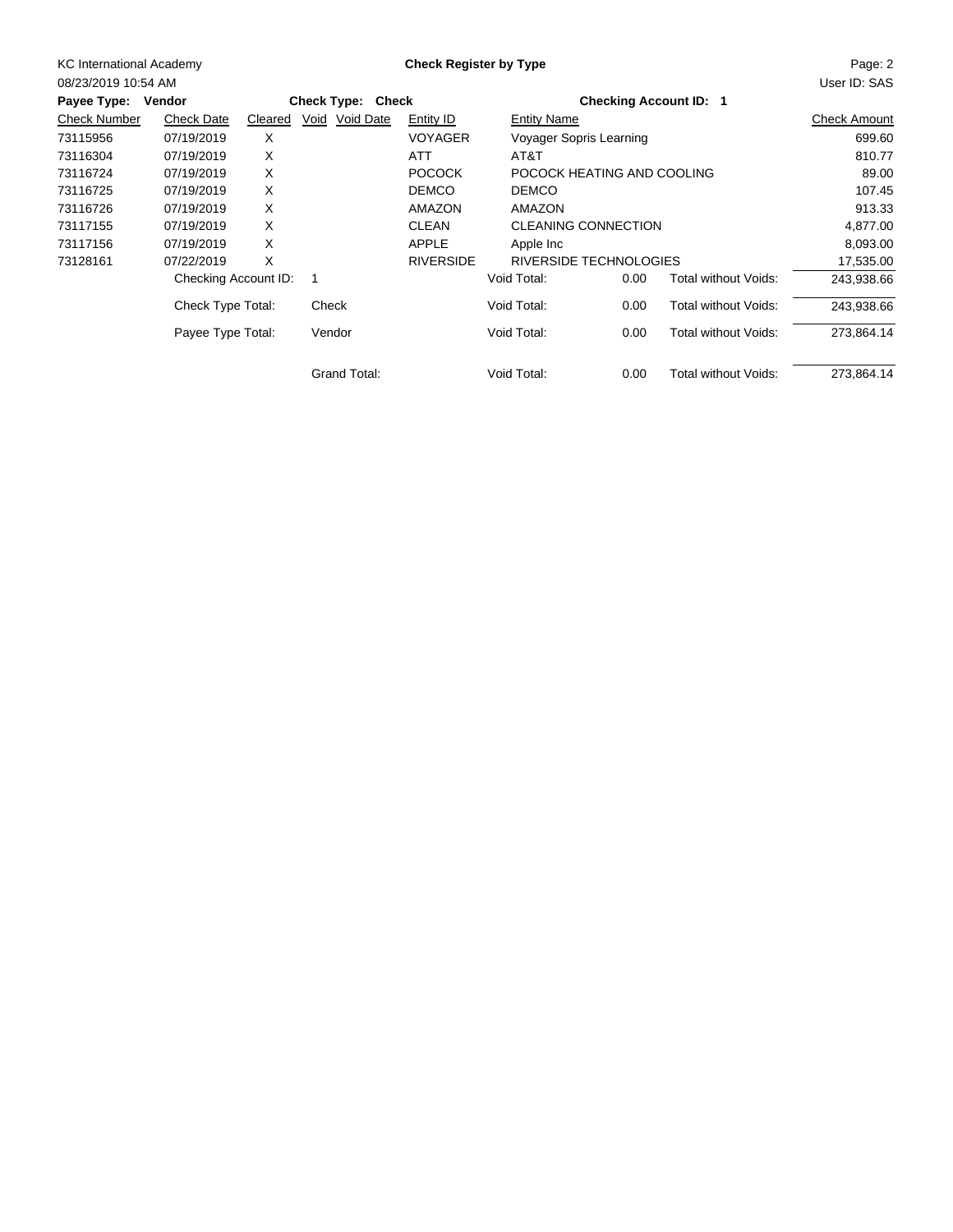KC International Academy

08/23/2019 10:54 AM

**Check Register by Type**

User ID: SAS

**Payee Type: Vendor** **Check Type: Check** **Checking Account ID: 1**

| Check Number | Check Date | Cleared | Void | Void Date | Entity ID | Entity Name | | | Check Amount |
|---|---|---|---|---|---|---|---|---|---|
| 73115956 | 07/19/2019 | X | | | VOYAGER | Voyager Sopris Learning | | | 699.60 |
| 73116304 | 07/19/2019 | X | | | ATT | AT&T | | | 810.77 |
| 73116724 | 07/19/2019 | X | | | POCOCK | POCOCK HEATING AND COOLING | | | 89.00 |
| 73116725 | 07/19/2019 | X | | | DEMCO | DEMCO | | | 107.45 |
| 73116726 | 07/19/2019 | X | | | AMAZON | AMAZON | | | 913.33 |
| 73117155 | 07/19/2019 | X | | | CLEAN | CLEANING CONNECTION | | | 4,877.00 |
| 73117156 | 07/19/2019 | X | | | APPLE | Apple Inc | | | 8,093.00 |
| 73128161 | 07/22/2019 | X | | | RIVERSIDE | RIVERSIDE TECHNOLOGIES | | | 17,535.00 |
| | Checking Account ID: | | 1 | | | Void Total: | 0.00 | Total without Voids: | 243,938.66 |
| | Check Type Total: | | Check | | | Void Total: | 0.00 | Total without Voids: | 243,938.66 |
| | Payee Type Total: | | Vendor | | | Void Total: | 0.00 | Total without Voids: | 273,864.14 |
| | | | Grand Total: | | | Void Total: | 0.00 | Total without Voids: | 273,864.14 |